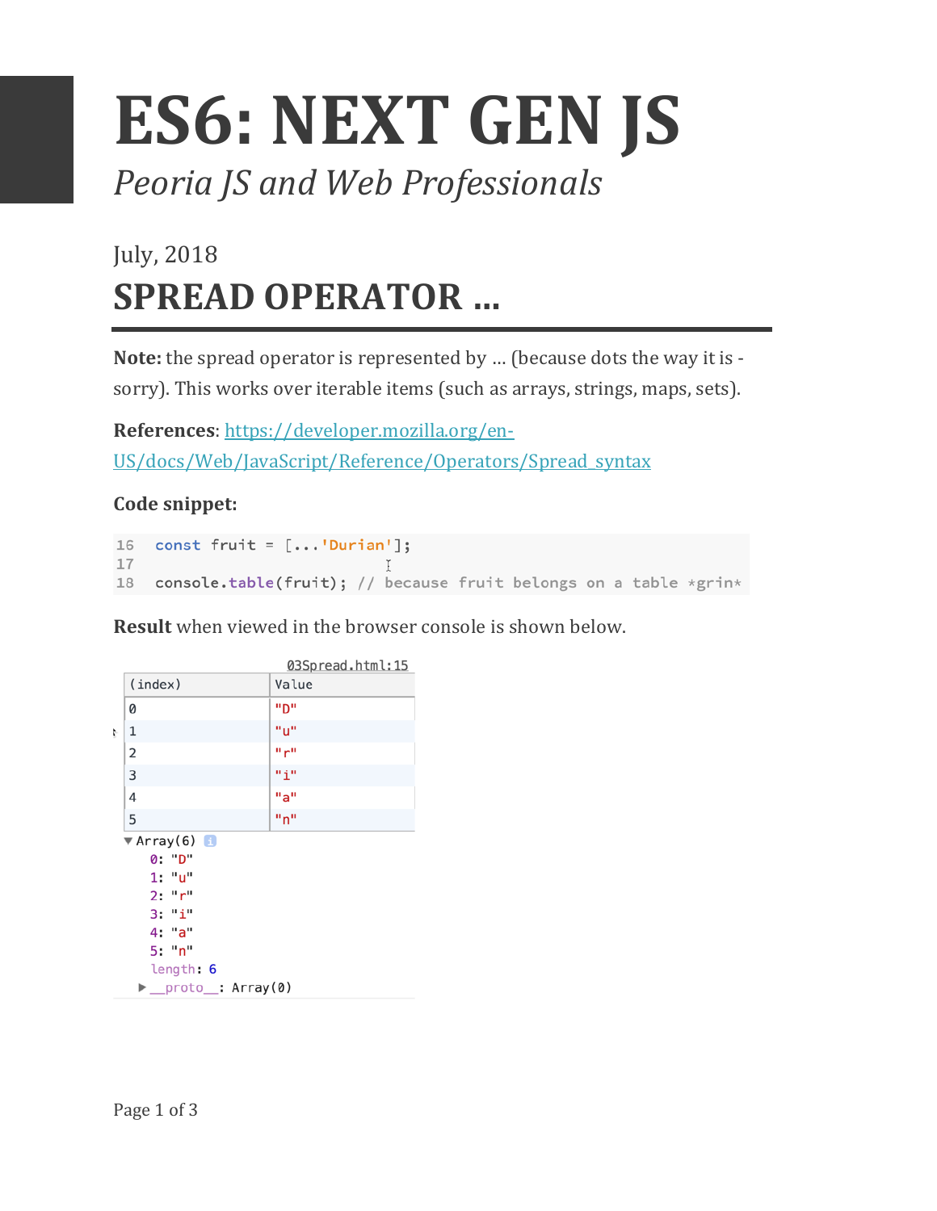# ES6: NEXT GEN JS

*Peoria JS and Web Professionals*

July, 2018

## SPREAD OPERATOR …

**Note:** the spread operator is represented by … (because dots the way it is - sorry). This works over iterable items (such as arrays, strings, maps, sets).

**References**: https://developer.mozilla.org/en-US/docs/Web/JavaScript/Reference/Operators/Spread_syntax

**Code snippet:**

```
16  const fruit = [...'Durian'];
17
18  console.table(fruit); // because fruit belongs on a table *grin*
```

**Result** when viewed in the browser console is shown below.

03Spread.html:15

| (index) | Value |
|---|---|
| 0 | "D" |
| 1 | "u" |
| 2 | "r" |
| 3 | "i" |
| 4 | "a" |
| 5 | "n" |

```
▼ Array(6)
    0: "D"
    1: "u"
    2: "r"
    3: "i"
    4: "a"
    5: "n"
    length: 6
  ▶ __proto__: Array(0)
```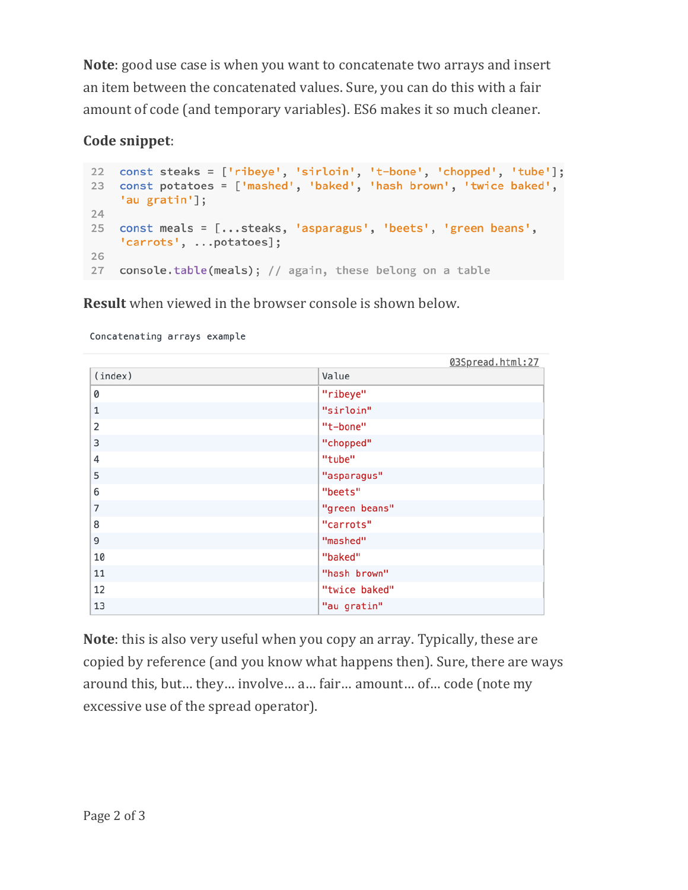**Note**: good use case is when you want to concatenate two arrays and insert an item between the concatenated values. Sure, you can do this with a fair amount of code (and temporary variables). ES6 makes it so much cleaner.

**Code snippet**:

```
22  const steaks = ['ribeye', 'sirloin', 't-bone', 'chopped', 'tube'];
23  const potatoes = ['mashed', 'baked', 'hash brown', 'twice baked',
    'au gratin'];
24
25  const meals = [...steaks, 'asparagus', 'beets', 'green beans',
    'carrots', ...potatoes];
26
27  console.table(meals); // again, these belong on a table
```

**Result** when viewed in the browser console is shown below.

Concatenating arrays example

03Spread.html:27

| (index) | Value |
|---|---|
| 0 | "ribeye" |
| 1 | "sirloin" |
| 2 | "t-bone" |
| 3 | "chopped" |
| 4 | "tube" |
| 5 | "asparagus" |
| 6 | "beets" |
| 7 | "green beans" |
| 8 | "carrots" |
| 9 | "mashed" |
| 10 | "baked" |
| 11 | "hash brown" |
| 12 | "twice baked" |
| 13 | "au gratin" |

**Note**: this is also very useful when you copy an array. Typically, these are copied by reference (and you know what happens then). Sure, there are ways around this, but… they… involve… a… fair… amount… of… code (note my excessive use of the spread operator).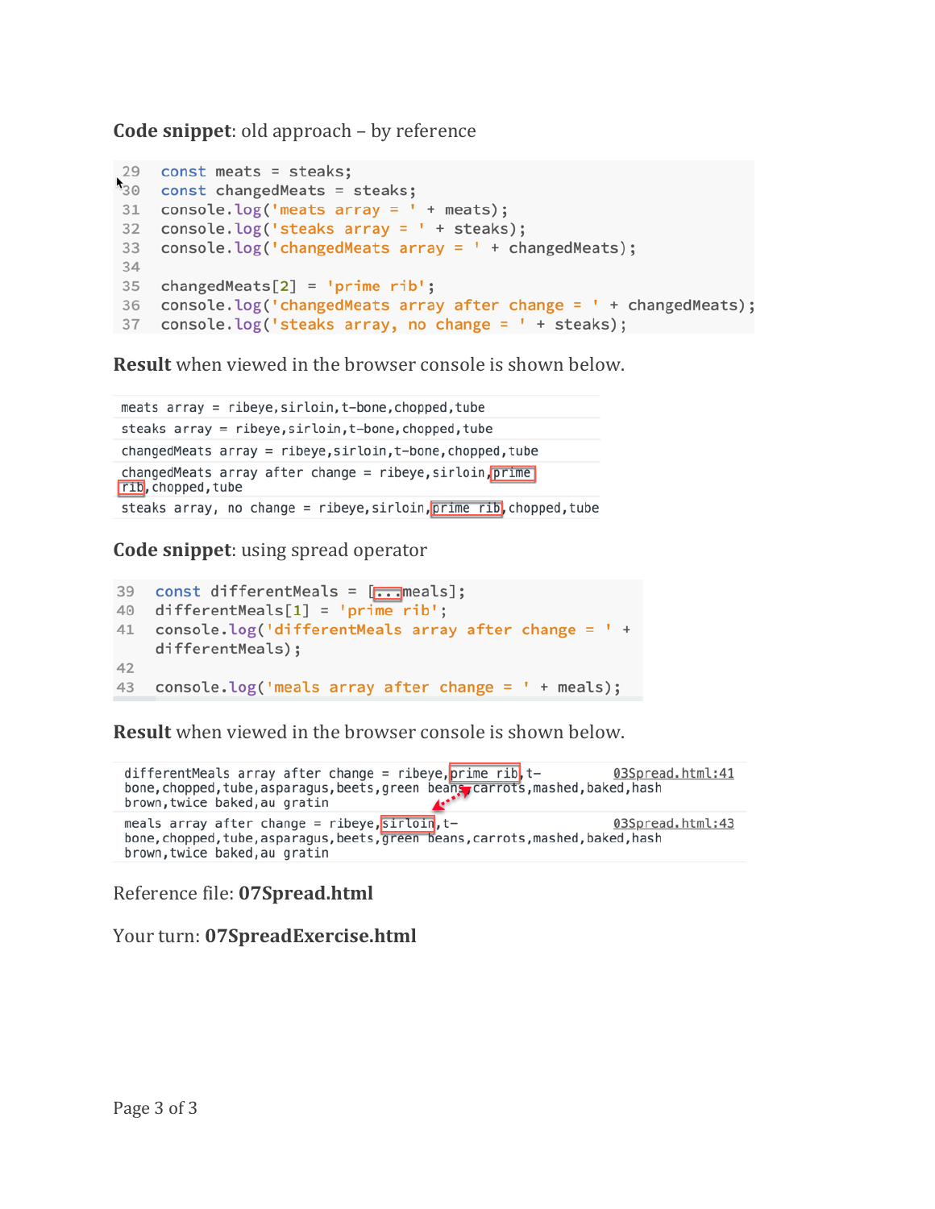**Code snippet**: old approach – by reference

```
29  const meats = steaks;
30  const changedMeats = steaks;
31  console.log('meats array = ' + meats);
32  console.log('steaks array = ' + steaks);
33  console.log('changedMeats array = ' + changedMeats);
34
35  changedMeats[2] = 'prime rib';
36  console.log('changedMeats array after change = ' + changedMeats);
37  console.log('steaks array, no change = ' + steaks);
```

**Result** when viewed in the browser console is shown below.

```
meats array = ribeye,sirloin,t-bone,chopped,tube
steaks array = ribeye,sirloin,t-bone,chopped,tube
changedMeats array = ribeye,sirloin,t-bone,chopped,tube
changedMeats array after change = ribeye,sirloin,prime rib,chopped,tube
steaks array, no change = ribeye,sirloin,prime rib,chopped,tube
```

**Code snippet**: using spread operator

```
39  const differentMeals = [...meals];
40  differentMeals[1] = 'prime rib';
41  console.log('differentMeals array after change = ' +
    differentMeals);
42
43  console.log('meals array after change = ' + meals);
```

**Result** when viewed in the browser console is shown below.

```
differentMeals array after change = ribeye,prime rib,t-            03Spread.html:41
bone,chopped,tube,asparagus,beets,green beans,carrots,mashed,baked,hash
brown,twice baked,au gratin
meals array after change = ribeye,sirloin,t-                       03Spread.html:43
bone,chopped,tube,asparagus,beets,green beans,carrots,mashed,baked,hash
brown,twice baked,au gratin
```

Reference file: **07Spread.html**

Your turn: **07SpreadExercise.html**